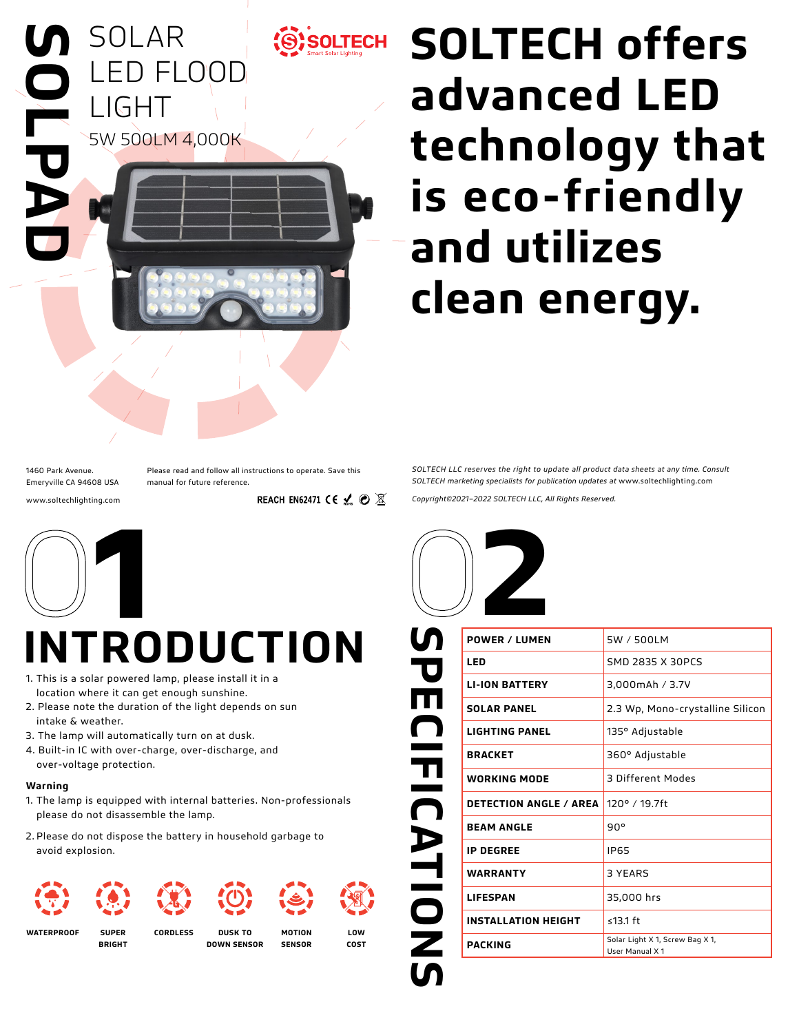# SOLPAD

## SOLAR LED FLOOD LIGHT

5W 500LM 4,000K

SOLTECH
Smart Solar Lighting

# SOLTECH offers advanced LED technology that is eco-friendly and utilizes clean energy.

1460 Park Avenue.
Emeryville CA 94608 USA

www.soltechlighting.com

Please read and follow all instructions to operate. Save this manual for future reference.

REACH EN62471 CE

*SOLTECH LLC reserves the right to update all product data sheets at any time. Consult SOLTECH marketing specialists for publication updates at www.soltechlighting.com*

*Copyright©2021–2022 SOLTECH LLC, All Rights Reserved.*

# 01 INTRODUCTION

1. This is a solar powered lamp, please install it in a location where it can get enough sunshine.
2. Please note the duration of the light depends on sun intake & weather.
3. The lamp will automatically turn on at dusk.
4. Built-in IC with over-charge, over-discharge, and over-voltage protection.

**Warning**

1. The lamp is equipped with internal batteries. Non-professionals please do not disassemble the lamp.
2. Please do not dispose the battery in household garbage to avoid explosion.

WATERPROOF | SUPER BRIGHT | CORDLESS | DUSK TO DOWN SENSOR | MOTION SENSOR | LOW COST

# 02 SPECIFICATIONS

| | |
|---|---|
| **POWER / LUMEN** | 5W / 500LM |
| **LED** | SMD 2835 X 30PCS |
| **LI-ION BATTERY** | 3,000mAh / 3.7V |
| **SOLAR PANEL** | 2.3 Wp, Mono-crystalline Silicon |
| **LIGHTING PANEL** | 135° Adjustable |
| **BRACKET** | 360° Adjustable |
| **WORKING MODE** | 3 Different Modes |
| **DETECTION ANGLE / AREA** | 120° / 19.7ft |
| **BEAM ANGLE** | 90° |
| **IP DEGREE** | IP65 |
| **WARRANTY** | 3 YEARS |
| **LIFESPAN** | 35,000 hrs |
| **INSTALLATION HEIGHT** | ≤13.1 ft |
| **PACKING** | Solar Light X 1, Screw Bag X 1, User Manual X 1 |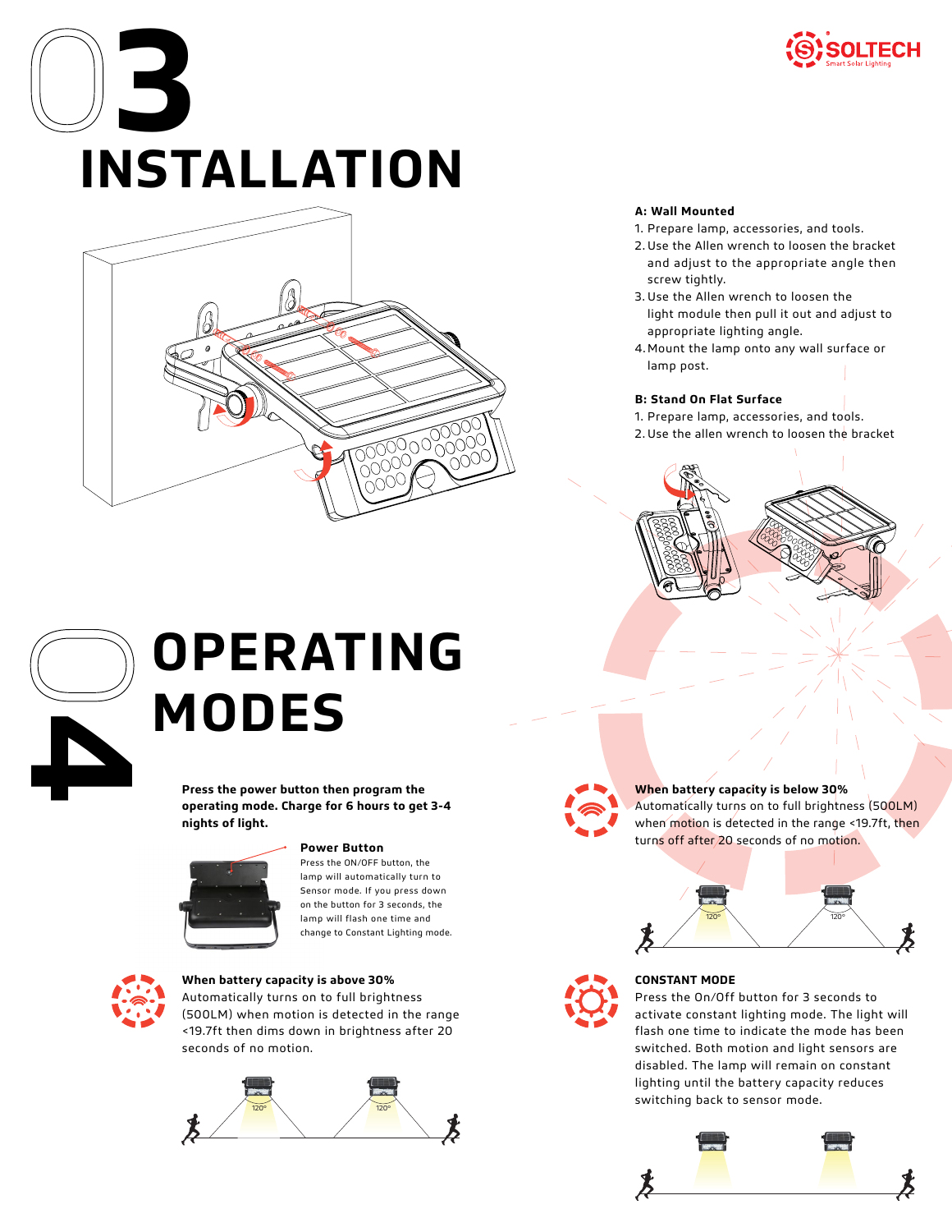# 03 INSTALLATION

**A: Wall Mounted**

1. Prepare lamp, accessories, and tools.
2. Use the Allen wrench to loosen the bracket and adjust to the appropriate angle then screw tightly.
3. Use the Allen wrench to loosen the light module then pull it out and adjust to appropriate lighting angle.
4. Mount the lamp onto any wall surface or lamp post.

**B: Stand On Flat Surface**

1. Prepare lamp, accessories, and tools.
2. Use the allen wrench to loosen the bracket

# 04 OPERATING MODES

**Press the power button then program the operating mode. Charge for 6 hours to get 3-4 nights of light.**

**Power Button**

Press the ON/OFF button, the lamp will automatically turn to Sensor mode. If you press down on the button for 3 seconds, the lamp will flash one time and change to Constant Lighting mode.

**When battery capacity is above 30%**

Automatically turns on to full brightness (500LM) when motion is detected in the range <19.7ft then dims down in brightness after 20 seconds of no motion.

120°

120°

**When battery capacity is below 30%**

Automatically turns on to full brightness (500LM) when motion is detected in the range <19.7ft, then turns off after 20 seconds of no motion.

120°

120°

**CONSTANT MODE**

Press the On/Off button for 3 seconds to activate constant lighting mode. The light will flash one time to indicate the mode has been switched. Both motion and light sensors are disabled. The lamp will remain on constant lighting until the battery capacity reduces switching back to sensor mode.